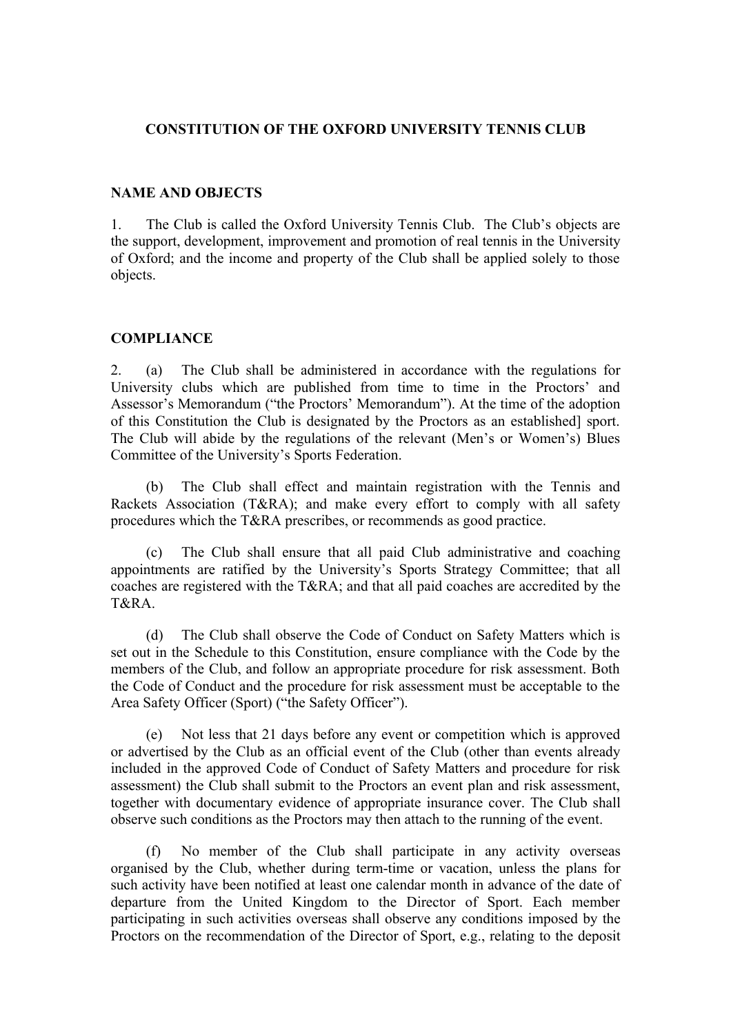# CONSTITUTION OF THE OXFORD UNIVERSITY TENNIS CLUB

## NAME AND OBJECTS

1. The Club is called the Oxford University Tennis Club. The Club's objects are the support, development, improvement and promotion of real tennis in the University of Oxford; and the income and property of the Club shall be applied solely to those objects.

## COMPLIANCE

2. (a) The Club shall be administered in accordance with the regulations for University clubs which are published from time to time in the Proctors' and Assessor's Memorandum ("the Proctors' Memorandum"). At the time of the adoption of this Constitution the Club is designated by the Proctors as an established] sport. The Club will abide by the regulations of the relevant (Men's or Women's) Blues Committee of the University's Sports Federation.

(b) The Club shall effect and maintain registration with the Tennis and Rackets Association (T&RA); and make every effort to comply with all safety procedures which the T&RA prescribes, or recommends as good practice.

(c) The Club shall ensure that all paid Club administrative and coaching appointments are ratified by the University's Sports Strategy Committee; that all coaches are registered with the T&RA; and that all paid coaches are accredited by the T&RA.

(d) The Club shall observe the Code of Conduct on Safety Matters which is set out in the Schedule to this Constitution, ensure compliance with the Code by the members of the Club, and follow an appropriate procedure for risk assessment. Both the Code of Conduct and the procedure for risk assessment must be acceptable to the Area Safety Officer (Sport) ("the Safety Officer").

(e) Not less that 21 days before any event or competition which is approved or advertised by the Club as an official event of the Club (other than events already included in the approved Code of Conduct of Safety Matters and procedure for risk assessment) the Club shall submit to the Proctors an event plan and risk assessment, together with documentary evidence of appropriate insurance cover. The Club shall observe such conditions as the Proctors may then attach to the running of the event.

(f) No member of the Club shall participate in any activity overseas organised by the Club, whether during term-time or vacation, unless the plans for such activity have been notified at least one calendar month in advance of the date of departure from the United Kingdom to the Director of Sport. Each member participating in such activities overseas shall observe any conditions imposed by the Proctors on the recommendation of the Director of Sport, e.g., relating to the deposit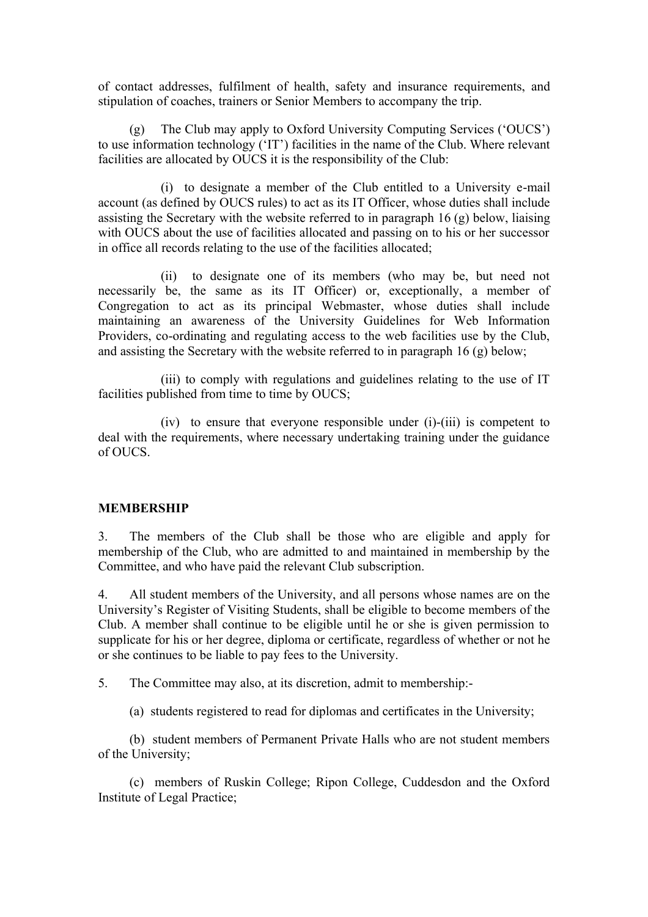of contact addresses, fulfilment of health, safety and insurance requirements, and stipulation of coaches, trainers or Senior Members to accompany the trip.

(g) The Club may apply to Oxford University Computing Services ('OUCS') to use information technology ('IT') facilities in the name of the Club. Where relevant facilities are allocated by OUCS it is the responsibility of the Club:

(i) to designate a member of the Club entitled to a University e-mail account (as defined by OUCS rules) to act as its IT Officer, whose duties shall include assisting the Secretary with the website referred to in paragraph 16 (g) below, liaising with OUCS about the use of facilities allocated and passing on to his or her successor in office all records relating to the use of the facilities allocated;

(ii) to designate one of its members (who may be, but need not necessarily be, the same as its IT Officer) or, exceptionally, a member of Congregation to act as its principal Webmaster, whose duties shall include maintaining an awareness of the University Guidelines for Web Information Providers, co-ordinating and regulating access to the web facilities use by the Club, and assisting the Secretary with the website referred to in paragraph 16 (g) below;

(iii) to comply with regulations and guidelines relating to the use of IT facilities published from time to time by OUCS;

(iv) to ensure that everyone responsible under (i)-(iii) is competent to deal with the requirements, where necessary undertaking training under the guidance of OUCS.

**MEMBERSHIP**

3. The members of the Club shall be those who are eligible and apply for membership of the Club, who are admitted to and maintained in membership by the Committee, and who have paid the relevant Club subscription.

4. All student members of the University, and all persons whose names are on the University's Register of Visiting Students, shall be eligible to become members of the Club. A member shall continue to be eligible until he or she is given permission to supplicate for his or her degree, diploma or certificate, regardless of whether or not he or she continues to be liable to pay fees to the University.

5. The Committee may also, at its discretion, admit to membership:-

(a) students registered to read for diplomas and certificates in the University;

(b) student members of Permanent Private Halls who are not student members of the University;

(c) members of Ruskin College; Ripon College, Cuddesdon and the Oxford Institute of Legal Practice;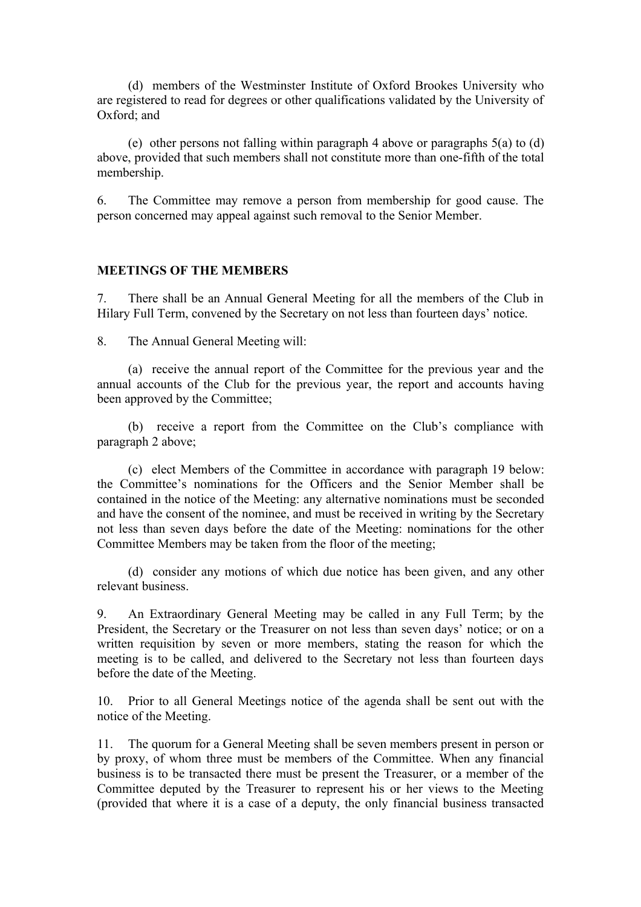(d) members of the Westminster Institute of Oxford Brookes University who are registered to read for degrees or other qualifications validated by the University of Oxford; and

(e) other persons not falling within paragraph 4 above or paragraphs 5(a) to (d) above, provided that such members shall not constitute more than one-fifth of the total membership.

6. The Committee may remove a person from membership for good cause. The person concerned may appeal against such removal to the Senior Member.

**MEETINGS OF THE MEMBERS**

7. There shall be an Annual General Meeting for all the members of the Club in Hilary Full Term, convened by the Secretary on not less than fourteen days' notice.

8. The Annual General Meeting will:

(a) receive the annual report of the Committee for the previous year and the annual accounts of the Club for the previous year, the report and accounts having been approved by the Committee;

(b) receive a report from the Committee on the Club's compliance with paragraph 2 above;

(c) elect Members of the Committee in accordance with paragraph 19 below: the Committee's nominations for the Officers and the Senior Member shall be contained in the notice of the Meeting: any alternative nominations must be seconded and have the consent of the nominee, and must be received in writing by the Secretary not less than seven days before the date of the Meeting: nominations for the other Committee Members may be taken from the floor of the meeting;

(d) consider any motions of which due notice has been given, and any other relevant business.

9. An Extraordinary General Meeting may be called in any Full Term; by the President, the Secretary or the Treasurer on not less than seven days' notice; or on a written requisition by seven or more members, stating the reason for which the meeting is to be called, and delivered to the Secretary not less than fourteen days before the date of the Meeting.

10. Prior to all General Meetings notice of the agenda shall be sent out with the notice of the Meeting.

11. The quorum for a General Meeting shall be seven members present in person or by proxy, of whom three must be members of the Committee. When any financial business is to be transacted there must be present the Treasurer, or a member of the Committee deputed by the Treasurer to represent his or her views to the Meeting (provided that where it is a case of a deputy, the only financial business transacted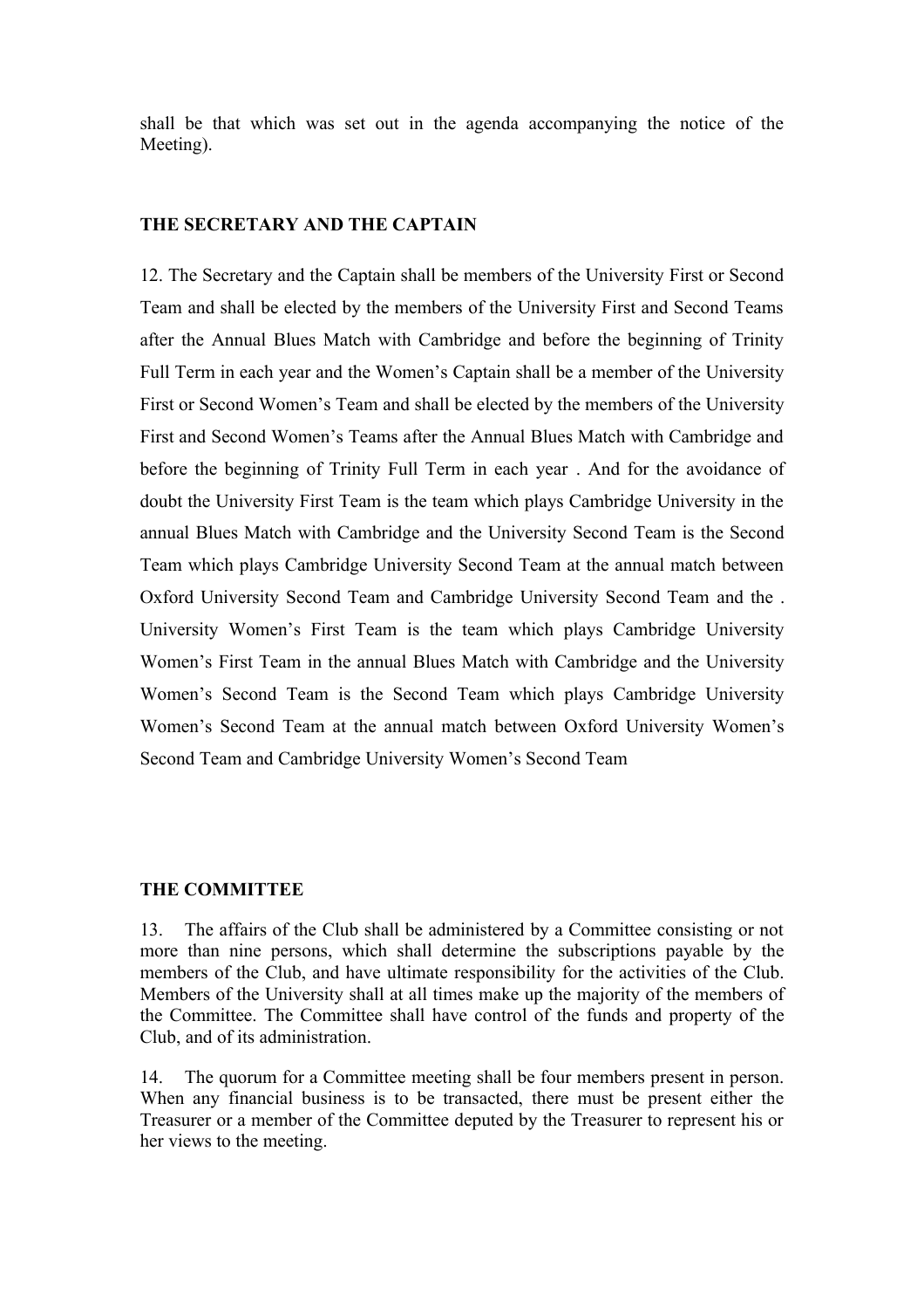shall be that which was set out in the agenda accompanying the notice of the Meeting).

**THE SECRETARY AND THE CAPTAIN**

12. The Secretary and the Captain shall be members of the University First or Second Team and shall be elected by the members of the University First and Second Teams after the Annual Blues Match with Cambridge and before the beginning of Trinity Full Term in each year and the Women's Captain shall be a member of the University First or Second Women's Team and shall be elected by the members of the University First and Second Women's Teams after the Annual Blues Match with Cambridge and before the beginning of Trinity Full Term in each year . And for the avoidance of doubt the University First Team is the team which plays Cambridge University in the annual Blues Match with Cambridge and the University Second Team is the Second Team which plays Cambridge University Second Team at the annual match between Oxford University Second Team and Cambridge University Second Team and the . University Women's First Team is the team which plays Cambridge University Women's First Team in the annual Blues Match with Cambridge and the University Women's Second Team is the Second Team which plays Cambridge University Women's Second Team at the annual match between Oxford University Women's Second Team and Cambridge University Women's Second Team

**THE COMMITTEE**

13. The affairs of the Club shall be administered by a Committee consisting or not more than nine persons, which shall determine the subscriptions payable by the members of the Club, and have ultimate responsibility for the activities of the Club. Members of the University shall at all times make up the majority of the members of the Committee. The Committee shall have control of the funds and property of the Club, and of its administration.

14. The quorum for a Committee meeting shall be four members present in person. When any financial business is to be transacted, there must be present either the Treasurer or a member of the Committee deputed by the Treasurer to represent his or her views to the meeting.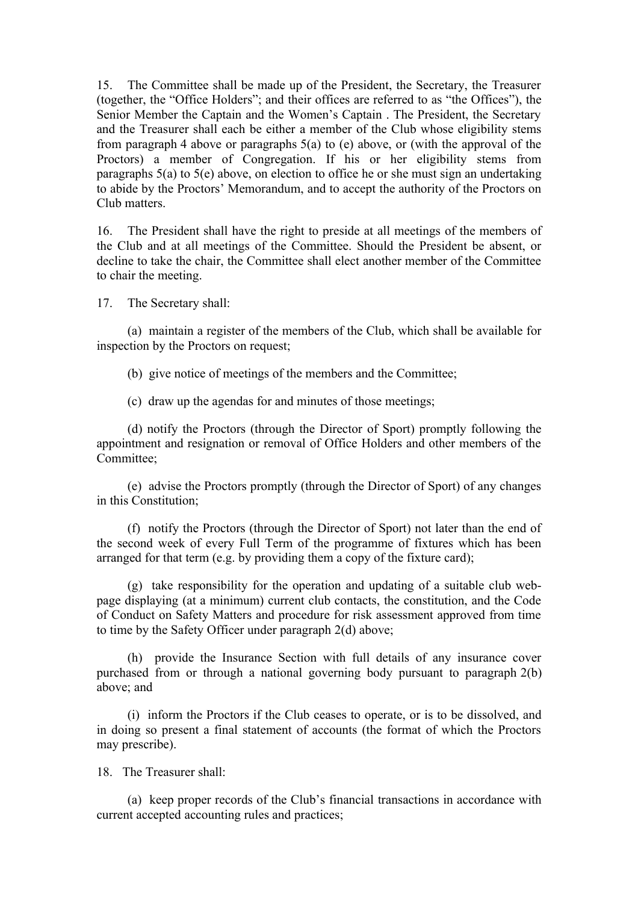15. The Committee shall be made up of the President, the Secretary, the Treasurer (together, the "Office Holders"; and their offices are referred to as "the Offices"), the Senior Member the Captain and the Women's Captain . The President, the Secretary and the Treasurer shall each be either a member of the Club whose eligibility stems from paragraph 4 above or paragraphs 5(a) to (e) above, or (with the approval of the Proctors) a member of Congregation. If his or her eligibility stems from paragraphs 5(a) to 5(e) above, on election to office he or she must sign an undertaking to abide by the Proctors' Memorandum, and to accept the authority of the Proctors on Club matters.

16. The President shall have the right to preside at all meetings of the members of the Club and at all meetings of the Committee. Should the President be absent, or decline to take the chair, the Committee shall elect another member of the Committee to chair the meeting.

17. The Secretary shall:

(a) maintain a register of the members of the Club, which shall be available for inspection by the Proctors on request;

(b) give notice of meetings of the members and the Committee;

(c) draw up the agendas for and minutes of those meetings;

(d) notify the Proctors (through the Director of Sport) promptly following the appointment and resignation or removal of Office Holders and other members of the Committee;

(e) advise the Proctors promptly (through the Director of Sport) of any changes in this Constitution;

(f) notify the Proctors (through the Director of Sport) not later than the end of the second week of every Full Term of the programme of fixtures which has been arranged for that term (e.g. by providing them a copy of the fixture card);

(g) take responsibility for the operation and updating of a suitable club web-page displaying (at a minimum) current club contacts, the constitution, and the Code of Conduct on Safety Matters and procedure for risk assessment approved from time to time by the Safety Officer under paragraph 2(d) above;

(h) provide the Insurance Section with full details of any insurance cover purchased from or through a national governing body pursuant to paragraph 2(b) above; and

(i) inform the Proctors if the Club ceases to operate, or is to be dissolved, and in doing so present a final statement of accounts (the format of which the Proctors may prescribe).

18. The Treasurer shall:

(a) keep proper records of the Club's financial transactions in accordance with current accepted accounting rules and practices;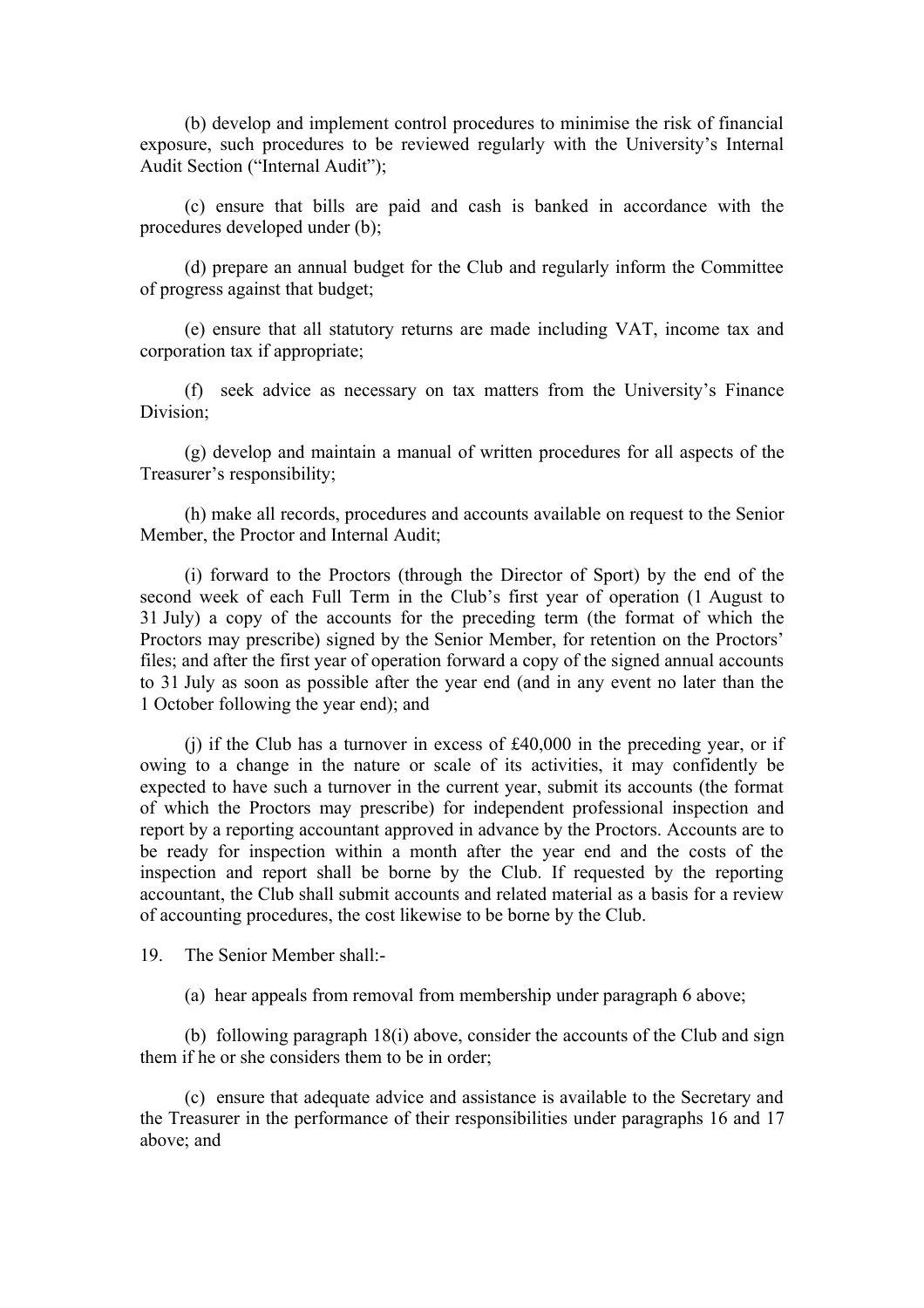(b) develop and implement control procedures to minimise the risk of financial exposure, such procedures to be reviewed regularly with the University's Internal Audit Section ("Internal Audit");

(c) ensure that bills are paid and cash is banked in accordance with the procedures developed under (b);

(d) prepare an annual budget for the Club and regularly inform the Committee of progress against that budget;

(e) ensure that all statutory returns are made including VAT, income tax and corporation tax if appropriate;

(f) seek advice as necessary on tax matters from the University's Finance Division;

(g) develop and maintain a manual of written procedures for all aspects of the Treasurer's responsibility;

(h) make all records, procedures and accounts available on request to the Senior Member, the Proctor and Internal Audit;

(i) forward to the Proctors (through the Director of Sport) by the end of the second week of each Full Term in the Club's first year of operation (1 August to 31 July) a copy of the accounts for the preceding term (the format of which the Proctors may prescribe) signed by the Senior Member, for retention on the Proctors' files; and after the first year of operation forward a copy of the signed annual accounts to 31 July as soon as possible after the year end (and in any event no later than the 1 October following the year end); and

(j) if the Club has a turnover in excess of £40,000 in the preceding year, or if owing to a change in the nature or scale of its activities, it may confidently be expected to have such a turnover in the current year, submit its accounts (the format of which the Proctors may prescribe) for independent professional inspection and report by a reporting accountant approved in advance by the Proctors. Accounts are to be ready for inspection within a month after the year end and the costs of the inspection and report shall be borne by the Club. If requested by the reporting accountant, the Club shall submit accounts and related material as a basis for a review of accounting procedures, the cost likewise to be borne by the Club.

19. The Senior Member shall:-

(a) hear appeals from removal from membership under paragraph 6 above;

(b) following paragraph 18(i) above, consider the accounts of the Club and sign them if he or she considers them to be in order;

(c) ensure that adequate advice and assistance is available to the Secretary and the Treasurer in the performance of their responsibilities under paragraphs 16 and 17 above; and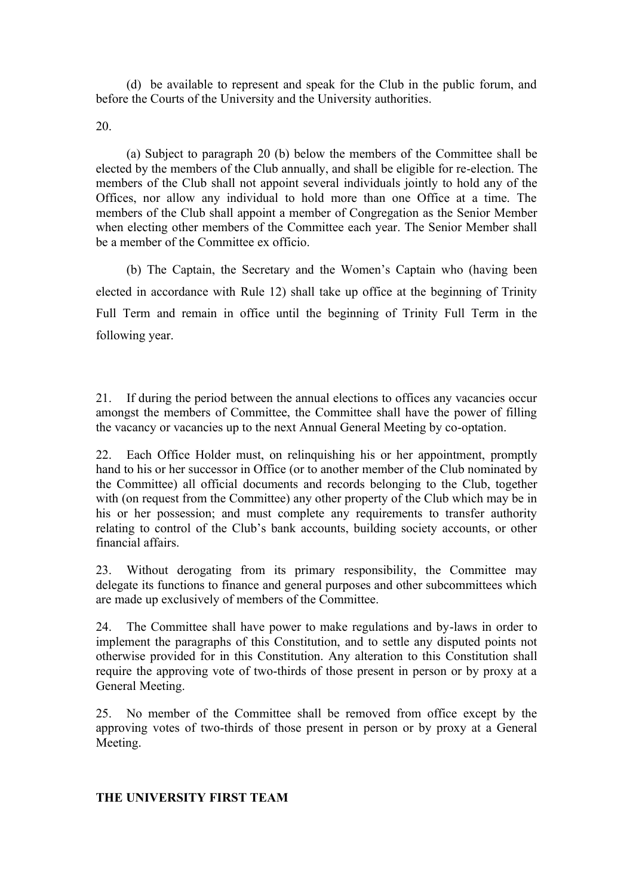(d) be available to represent and speak for the Club in the public forum, and before the Courts of the University and the University authorities.

20.

(a) Subject to paragraph 20 (b) below the members of the Committee shall be elected by the members of the Club annually, and shall be eligible for re-election. The members of the Club shall not appoint several individuals jointly to hold any of the Offices, nor allow any individual to hold more than one Office at a time. The members of the Club shall appoint a member of Congregation as the Senior Member when electing other members of the Committee each year. The Senior Member shall be a member of the Committee ex officio.

(b) The Captain, the Secretary and the Women's Captain who (having been elected in accordance with Rule 12) shall take up office at the beginning of Trinity Full Term and remain in office until the beginning of Trinity Full Term in the following year.

21. If during the period between the annual elections to offices any vacancies occur amongst the members of Committee, the Committee shall have the power of filling the vacancy or vacancies up to the next Annual General Meeting by co-optation.

22. Each Office Holder must, on relinquishing his or her appointment, promptly hand to his or her successor in Office (or to another member of the Club nominated by the Committee) all official documents and records belonging to the Club, together with (on request from the Committee) any other property of the Club which may be in his or her possession; and must complete any requirements to transfer authority relating to control of the Club's bank accounts, building society accounts, or other financial affairs.

23. Without derogating from its primary responsibility, the Committee may delegate its functions to finance and general purposes and other subcommittees which are made up exclusively of members of the Committee.

24. The Committee shall have power to make regulations and by-laws in order to implement the paragraphs of this Constitution, and to settle any disputed points not otherwise provided for in this Constitution. Any alteration to this Constitution shall require the approving vote of two-thirds of those present in person or by proxy at a General Meeting.

25. No member of the Committee shall be removed from office except by the approving votes of two-thirds of those present in person or by proxy at a General Meeting.

**THE UNIVERSITY FIRST TEAM**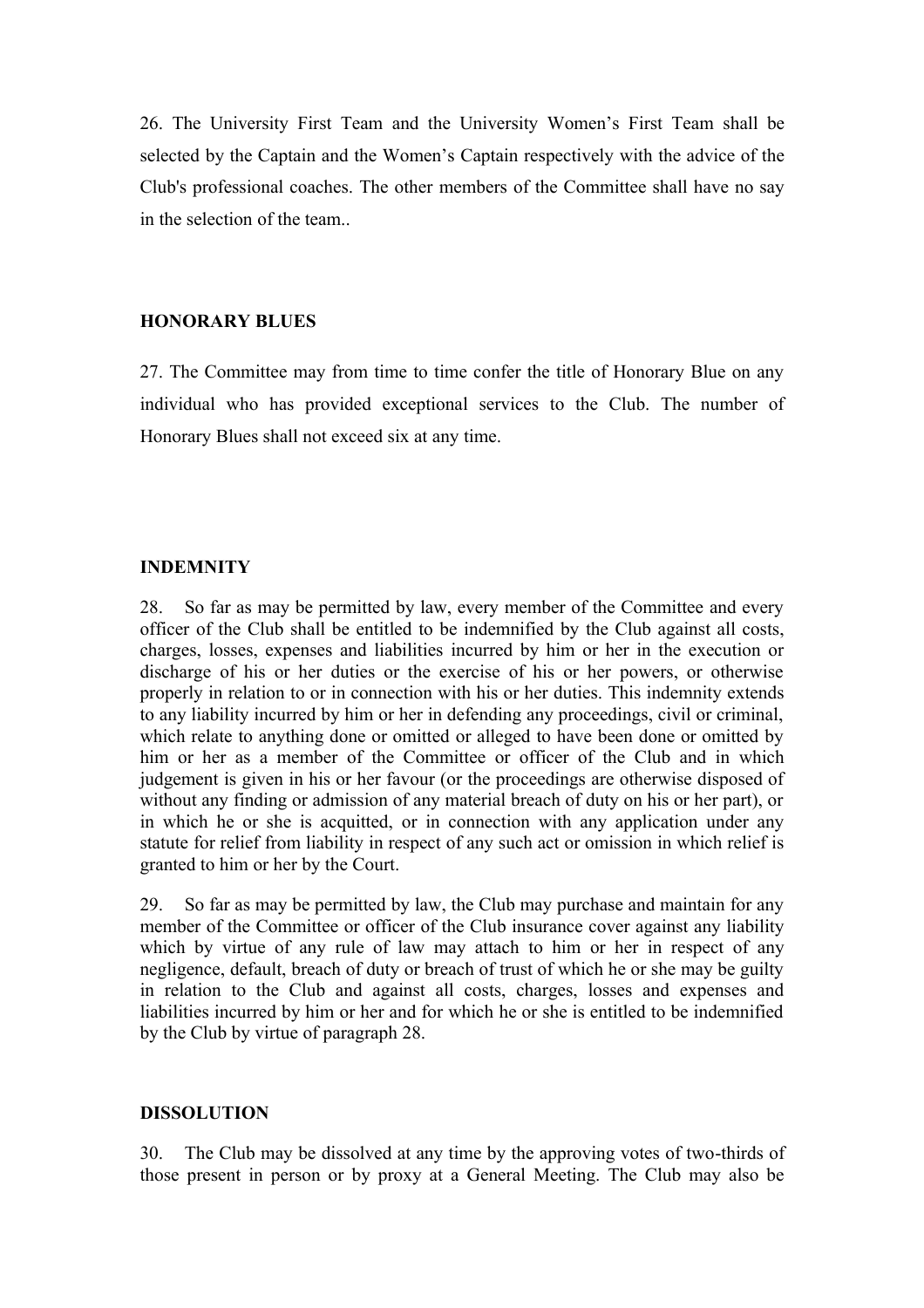26. The University First Team and the University Women's First Team shall be selected by the Captain and the Women's Captain respectively with the advice of the Club's professional coaches. The other members of the Committee shall have no say in the selection of the team..

## HONORARY BLUES

27. The Committee may from time to time confer the title of Honorary Blue on any individual who has provided exceptional services to the Club. The number of Honorary Blues shall not exceed six at any time.

## INDEMNITY

28. So far as may be permitted by law, every member of the Committee and every officer of the Club shall be entitled to be indemnified by the Club against all costs, charges, losses, expenses and liabilities incurred by him or her in the execution or discharge of his or her duties or the exercise of his or her powers, or otherwise properly in relation to or in connection with his or her duties. This indemnity extends to any liability incurred by him or her in defending any proceedings, civil or criminal, which relate to anything done or omitted or alleged to have been done or omitted by him or her as a member of the Committee or officer of the Club and in which judgement is given in his or her favour (or the proceedings are otherwise disposed of without any finding or admission of any material breach of duty on his or her part), or in which he or she is acquitted, or in connection with any application under any statute for relief from liability in respect of any such act or omission in which relief is granted to him or her by the Court.

29. So far as may be permitted by law, the Club may purchase and maintain for any member of the Committee or officer of the Club insurance cover against any liability which by virtue of any rule of law may attach to him or her in respect of any negligence, default, breach of duty or breach of trust of which he or she may be guilty in relation to the Club and against all costs, charges, losses and expenses and liabilities incurred by him or her and for which he or she is entitled to be indemnified by the Club by virtue of paragraph 28.

## DISSOLUTION

30. The Club may be dissolved at any time by the approving votes of two-thirds of those present in person or by proxy at a General Meeting. The Club may also be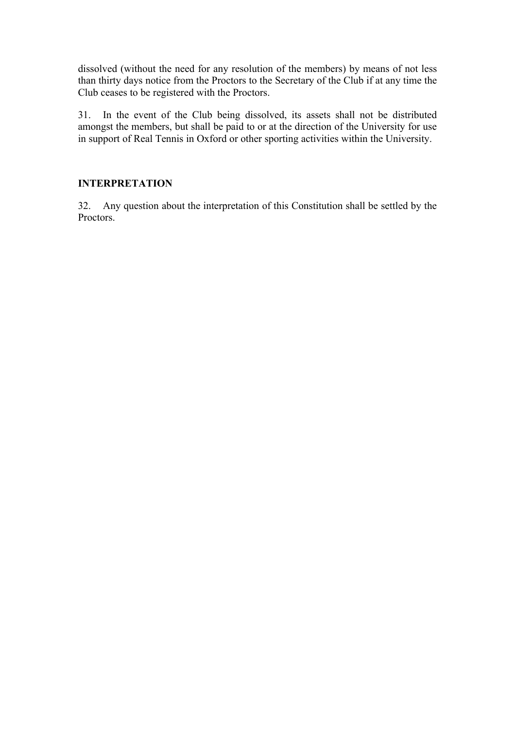dissolved (without the need for any resolution of the members) by means of not less than thirty days notice from the Proctors to the Secretary of the Club if at any time the Club ceases to be registered with the Proctors.

31. In the event of the Club being dissolved, its assets shall not be distributed amongst the members, but shall be paid to or at the direction of the University for use in support of Real Tennis in Oxford or other sporting activities within the University.

**INTERPRETATION**

32. Any question about the interpretation of this Constitution shall be settled by the Proctors.